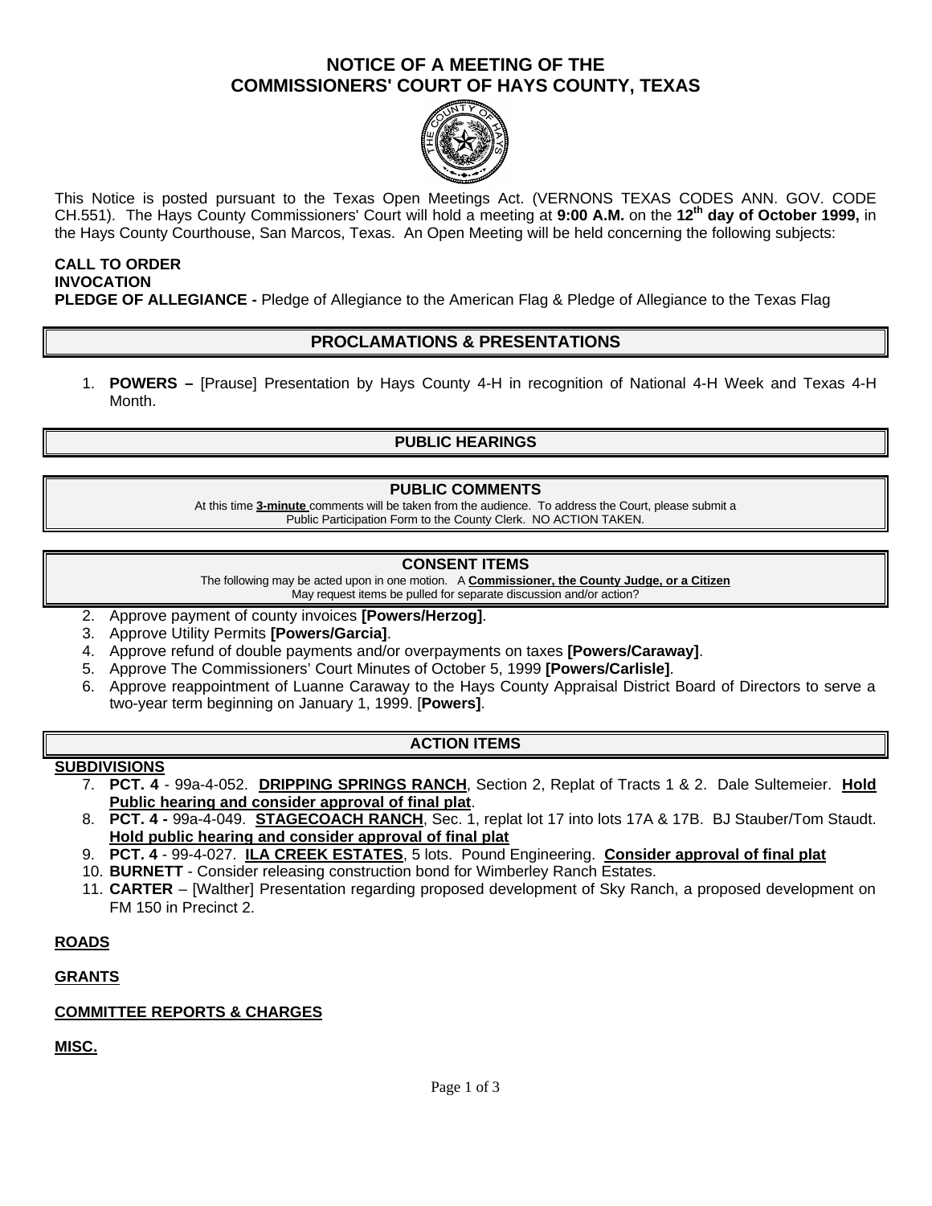# NOTICE OF A MEETING OF THE COMMISSIONERS' COURT OF HAYS COUNTY, TEXAS

This Notice is posted pursuant to the Texas Open Meetings Act. (VERNONS TEXAS CODES ANN. GOV. CODE CH.551). The Hays County Commissioners' Court will hold a meeting at **9:00 A.M.** on the **12th day of October 1999,** in the Hays County Courthouse, San Marcos, Texas. An Open Meeting will be held concerning the following subjects:

**CALL TO ORDER**
**INVOCATION**
**PLEDGE OF ALLEGIANCE -** Pledge of Allegiance to the American Flag & Pledge of Allegiance to the Texas Flag

## PROCLAMATIONS & PRESENTATIONS

1. **POWERS –** [Prause] Presentation by Hays County 4-H in recognition of National 4-H Week and Texas 4-H Month.

## PUBLIC HEARINGS

## PUBLIC COMMENTS

At this time **3-minute** comments will be taken from the audience. To address the Court, please submit a Public Participation Form to the County Clerk. NO ACTION TAKEN.

## CONSENT ITEMS

The following may be acted upon in one motion. A **Commissioner, the County Judge, or a Citizen** May request items be pulled for separate discussion and/or action?

2. Approve payment of county invoices **[Powers/Herzog]**.
3. Approve Utility Permits **[Powers/Garcia]**.
4. Approve refund of double payments and/or overpayments on taxes **[Powers/Caraway]**.
5. Approve The Commissioners' Court Minutes of October 5, 1999 **[Powers/Carlisle]**.
6. Approve reappointment of Luanne Caraway to the Hays County Appraisal District Board of Directors to serve a two-year term beginning on January 1, 1999. [**Powers]**.

## ACTION ITEMS

**SUBDIVISIONS**

7. **PCT. 4** - 99a-4-052. **DRIPPING SPRINGS RANCH**, Section 2, Replat of Tracts 1 & 2. Dale Sultemeier. **Hold Public hearing and consider approval of final plat**.
8. **PCT. 4 -** 99a-4-049. **STAGECOACH RANCH**, Sec. 1, replat lot 17 into lots 17A & 17B. BJ Stauber/Tom Staudt. **Hold public hearing and consider approval of final plat**
9. **PCT. 4** - 99-4-027. **ILA CREEK ESTATES**, 5 lots. Pound Engineering. **Consider approval of final plat**
10. **BURNETT** - Consider releasing construction bond for Wimberley Ranch Estates.
11. **CARTER** – [Walther] Presentation regarding proposed development of Sky Ranch, a proposed development on FM 150 in Precinct 2.

**ROADS**

**GRANTS**

**COMMITTEE REPORTS & CHARGES**

**MISC.**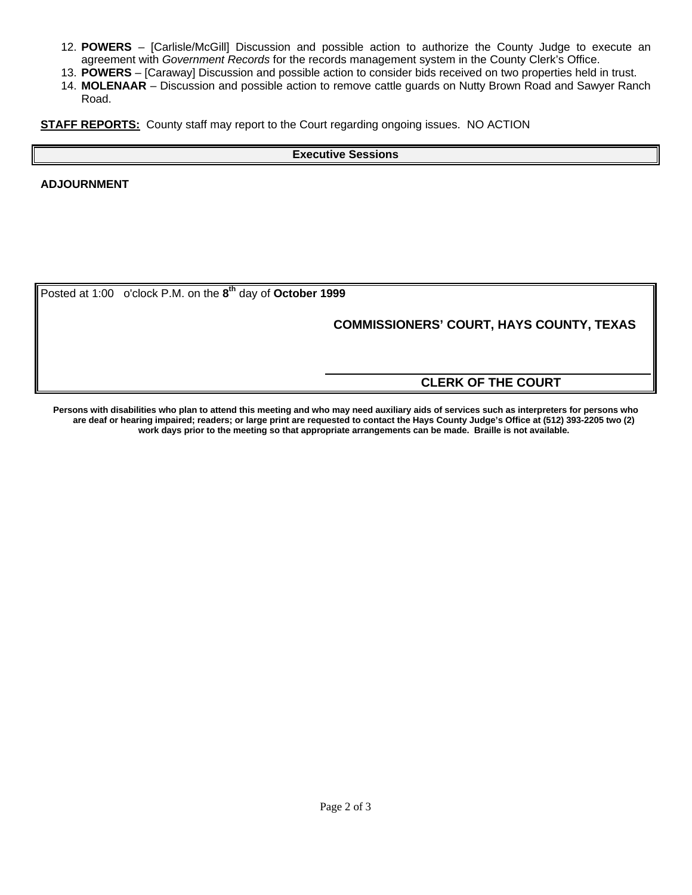12. **POWERS** – [Carlisle/McGill] Discussion and possible action to authorize the County Judge to execute an agreement with *Government Records* for the records management system in the County Clerk's Office.
13. **POWERS** – [Caraway] Discussion and possible action to consider bids received on two properties held in trust.
14. **MOLENAAR** – Discussion and possible action to remove cattle guards on Nutty Brown Road and Sawyer Ranch Road.

**STAFF REPORTS:** County staff may report to the Court regarding ongoing issues. NO ACTION

**Executive Sessions**

**ADJOURNMENT**

Posted at 1:00 o'clock P.M. on the **8th** day of **October 1999**

**COMMISSIONERS' COURT, HAYS COUNTY, TEXAS**

______________________________

**CLERK OF THE COURT**

**Persons with disabilities who plan to attend this meeting and who may need auxiliary aids of services such as interpreters for persons who are deaf or hearing impaired; readers; or large print are requested to contact the Hays County Judge's Office at (512) 393-2205 two (2) work days prior to the meeting so that appropriate arrangements can be made. Braille is not available.**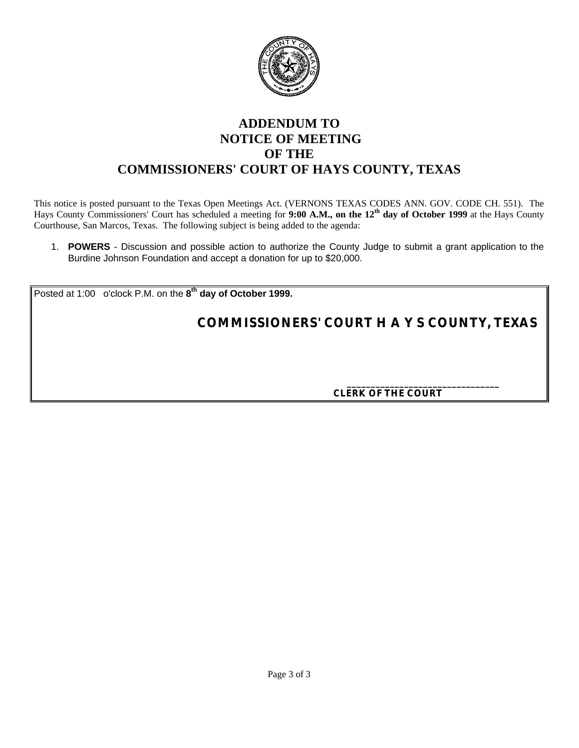# ADDENDUM TO NOTICE OF MEETING OF THE COMMISSIONERS' COURT OF HAYS COUNTY, TEXAS

This notice is posted pursuant to the Texas Open Meetings Act. (VERNONS TEXAS CODES ANN. GOV. CODE CH. 551). The Hays County Commissioners' Court has scheduled a meeting for **9:00 A.M., on the 12th day of October 1999** at the Hays County Courthouse, San Marcos, Texas. The following subject is being added to the agenda:

1. **POWERS** - Discussion and possible action to authorize the County Judge to submit a grant application to the Burdine Johnson Foundation and accept a donation for up to $20,000.

Posted at 1:00 o'clock P.M. on the **8th day of October 1999.**

**COMMISSIONERS' COURT HAYS COUNTY, TEXAS**

_______________________________

**CLERK OF THE COURT**